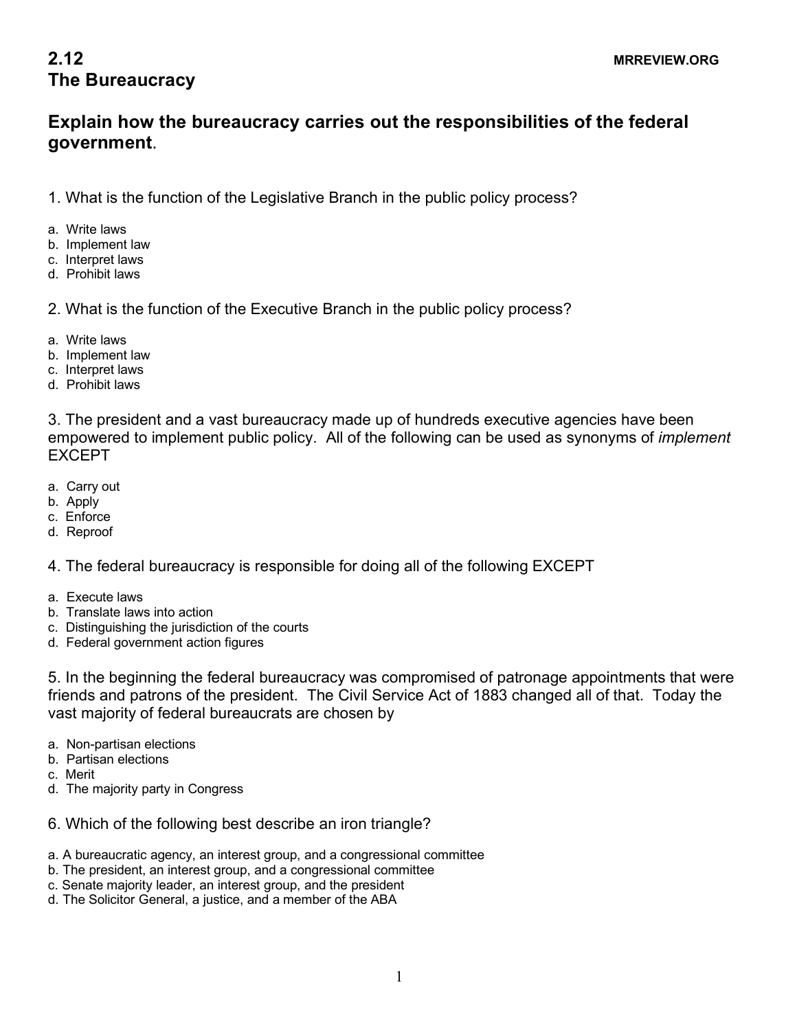# 2.12 The Bureaucracy

MRREVIEW.ORG

## Explain how the bureaucracy carries out the responsibilities of the federal government.

1. What is the function of the Legislative Branch in the public policy process?

a. Write laws
b. Implement law
c. Interpret laws
d. Prohibit laws

2. What is the function of the Executive Branch in the public policy process?

a. Write laws
b. Implement law
c. Interpret laws
d. Prohibit laws

3. The president and a vast bureaucracy made up of hundreds executive agencies have been empowered to implement public policy. All of the following can be used as synonyms of *implement* EXCEPT

a. Carry out
b. Apply
c. Enforce
d. Reproof

4. The federal bureaucracy is responsible for doing all of the following EXCEPT

a. Execute laws
b. Translate laws into action
c. Distinguishing the jurisdiction of the courts
d. Federal government action figures

5. In the beginning the federal bureaucracy was compromised of patronage appointments that were friends and patrons of the president. The Civil Service Act of 1883 changed all of that. Today the vast majority of federal bureaucrats are chosen by

a. Non-partisan elections
b. Partisan elections
c. Merit
d. The majority party in Congress

6. Which of the following best describe an iron triangle?

a. A bureaucratic agency, an interest group, and a congressional committee
b. The president, an interest group, and a congressional committee
c. Senate majority leader, an interest group, and the president
d. The Solicitor General, a justice, and a member of the ABA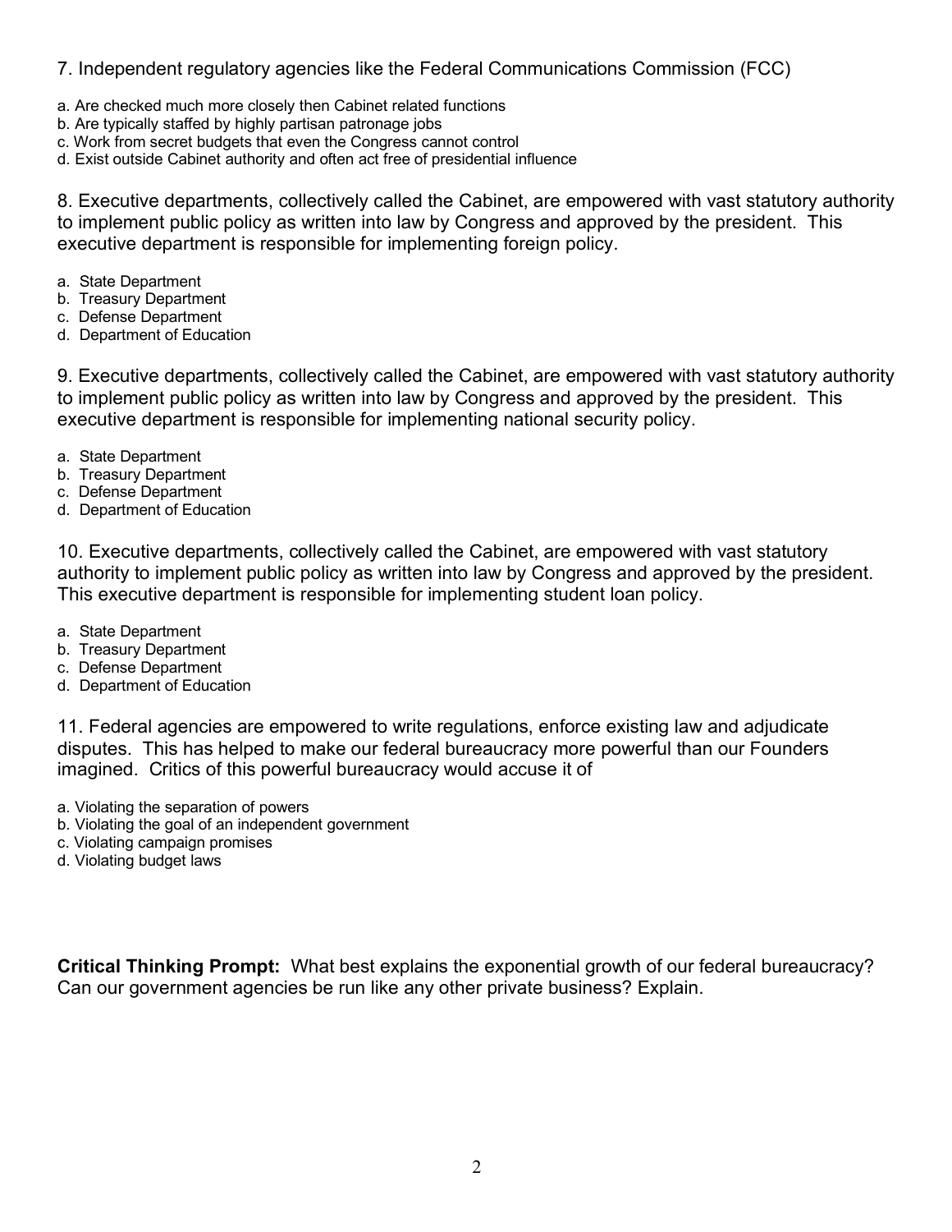7. Independent regulatory agencies like the Federal Communications Commission (FCC)

a. Are checked much more closely then Cabinet related functions
b. Are typically staffed by highly partisan patronage jobs
c. Work from secret budgets that even the Congress cannot control
d. Exist outside Cabinet authority and often act free of presidential influence

8. Executive departments, collectively called the Cabinet, are empowered with vast statutory authority to implement public policy as written into law by Congress and approved by the president. This executive department is responsible for implementing foreign policy.

a. State Department
b. Treasury Department
c. Defense Department
d. Department of Education

9. Executive departments, collectively called the Cabinet, are empowered with vast statutory authority to implement public policy as written into law by Congress and approved by the president. This executive department is responsible for implementing national security policy.

a. State Department
b. Treasury Department
c. Defense Department
d. Department of Education

10. Executive departments, collectively called the Cabinet, are empowered with vast statutory authority to implement public policy as written into law by Congress and approved by the president. This executive department is responsible for implementing student loan policy.

a. State Department
b. Treasury Department
c. Defense Department
d. Department of Education

11. Federal agencies are empowered to write regulations, enforce existing law and adjudicate disputes. This has helped to make our federal bureaucracy more powerful than our Founders imagined. Critics of this powerful bureaucracy would accuse it of

a. Violating the separation of powers
b. Violating the goal of an independent government
c. Violating campaign promises
d. Violating budget laws

**Critical Thinking Prompt:** What best explains the exponential growth of our federal bureaucracy? Can our government agencies be run like any other private business? Explain.